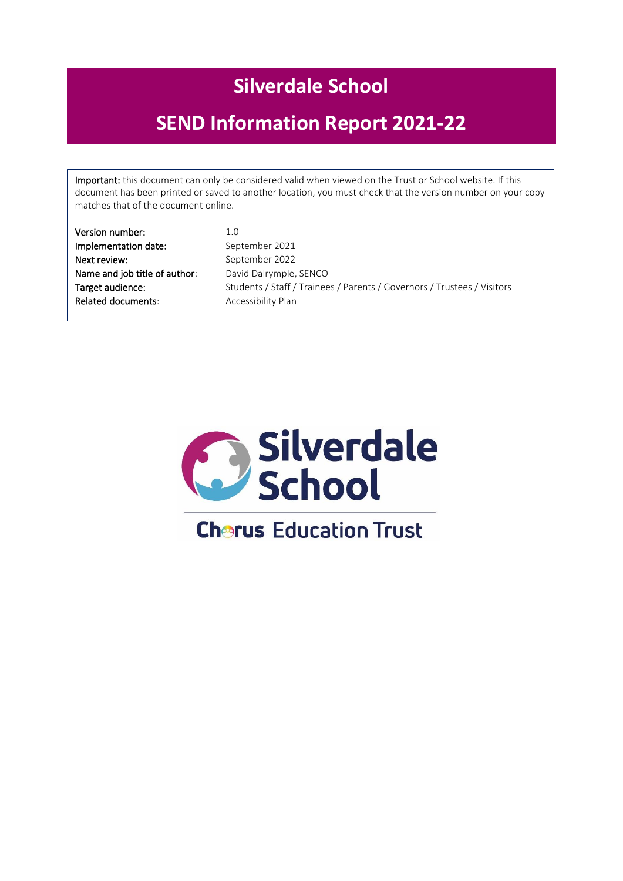# Silverdale School

# SEND Information Report 2021-22

**Important:** this document can only be considered valid when viewed on the Trust or School website. If this document has been printed or saved to another location, you must check that the version number on your copy matches that of the document online.

| | |
|---|---|
| **Version number:** | 1.0 |
| **Implementation date:** | September 2021 |
| **Next review:** | September 2022 |
| **Name and job title of author:** | David Dalrymple, SENCO |
| **Target audience:** | Students / Staff / Trainees / Parents / Governors / Trustees / Visitors |
| **Related documents:** | Accessibility Plan |

Silverdale School

Chorus Education Trust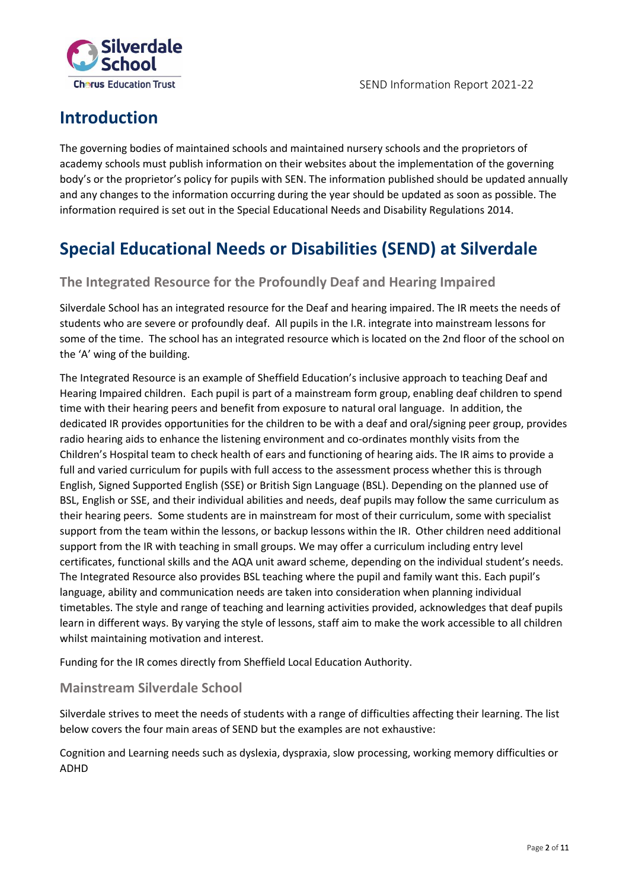# Introduction

The governing bodies of maintained schools and maintained nursery schools and the proprietors of academy schools must publish information on their websites about the implementation of the governing body's or the proprietor's policy for pupils with SEN. The information published should be updated annually and any changes to the information occurring during the year should be updated as soon as possible. The information required is set out in the Special Educational Needs and Disability Regulations 2014.

# Special Educational Needs or Disabilities (SEND) at Silverdale

## The Integrated Resource for the Profoundly Deaf and Hearing Impaired

Silverdale School has an integrated resource for the Deaf and hearing impaired. The IR meets the needs of students who are severe or profoundly deaf. All pupils in the I.R. integrate into mainstream lessons for some of the time. The school has an integrated resource which is located on the 2nd floor of the school on the 'A' wing of the building.

The Integrated Resource is an example of Sheffield Education's inclusive approach to teaching Deaf and Hearing Impaired children. Each pupil is part of a mainstream form group, enabling deaf children to spend time with their hearing peers and benefit from exposure to natural oral language. In addition, the dedicated IR provides opportunities for the children to be with a deaf and oral/signing peer group, provides radio hearing aids to enhance the listening environment and co-ordinates monthly visits from the Children's Hospital team to check health of ears and functioning of hearing aids. The IR aims to provide a full and varied curriculum for pupils with full access to the assessment process whether this is through English, Signed Supported English (SSE) or British Sign Language (BSL). Depending on the planned use of BSL, English or SSE, and their individual abilities and needs, deaf pupils may follow the same curriculum as their hearing peers. Some students are in mainstream for most of their curriculum, some with specialist support from the team within the lessons, or backup lessons within the IR. Other children need additional support from the IR with teaching in small groups. We may offer a curriculum including entry level certificates, functional skills and the AQA unit award scheme, depending on the individual student's needs. The Integrated Resource also provides BSL teaching where the pupil and family want this. Each pupil's language, ability and communication needs are taken into consideration when planning individual timetables. The style and range of teaching and learning activities provided, acknowledges that deaf pupils learn in different ways. By varying the style of lessons, staff aim to make the work accessible to all children whilst maintaining motivation and interest.

Funding for the IR comes directly from Sheffield Local Education Authority.

## Mainstream Silverdale School

Silverdale strives to meet the needs of students with a range of difficulties affecting their learning. The list below covers the four main areas of SEND but the examples are not exhaustive:

Cognition and Learning needs such as dyslexia, dyspraxia, slow processing, working memory difficulties or ADHD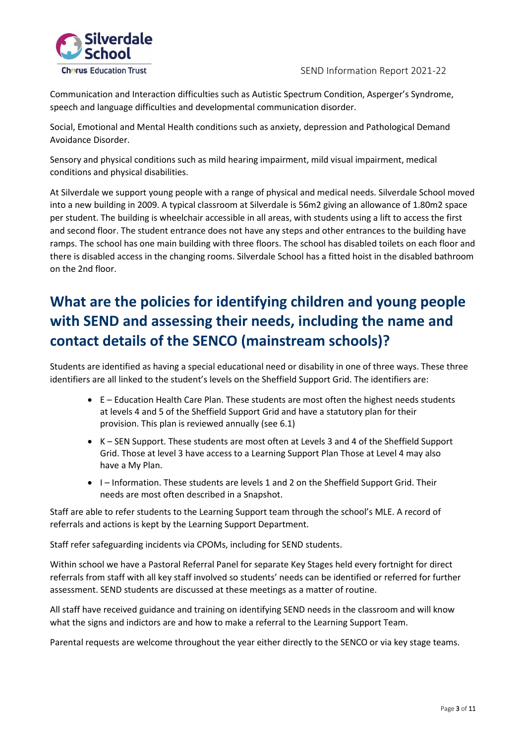Communication and Interaction difficulties such as Autistic Spectrum Condition, Asperger's Syndrome, speech and language difficulties and developmental communication disorder.

Social, Emotional and Mental Health conditions such as anxiety, depression and Pathological Demand Avoidance Disorder.

Sensory and physical conditions such as mild hearing impairment, mild visual impairment, medical conditions and physical disabilities.

At Silverdale we support young people with a range of physical and medical needs. Silverdale School moved into a new building in 2009. A typical classroom at Silverdale is 56m2 giving an allowance of 1.80m2 space per student. The building is wheelchair accessible in all areas, with students using a lift to access the first and second floor. The student entrance does not have any steps and other entrances to the building have ramps. The school has one main building with three floors. The school has disabled toilets on each floor and there is disabled access in the changing rooms. Silverdale School has a fitted hoist in the disabled bathroom on the 2nd floor.

## What are the policies for identifying children and young people with SEND and assessing their needs, including the name and contact details of the SENCO (mainstream schools)?

Students are identified as having a special educational need or disability in one of three ways. These three identifiers are all linked to the student's levels on the Sheffield Support Grid. The identifiers are:

- E – Education Health Care Plan. These students are most often the highest needs students at levels 4 and 5 of the Sheffield Support Grid and have a statutory plan for their provision. This plan is reviewed annually (see 6.1)
- K – SEN Support. These students are most often at Levels 3 and 4 of the Sheffield Support Grid. Those at level 3 have access to a Learning Support Plan Those at Level 4 may also have a My Plan.
- I – Information. These students are levels 1 and 2 on the Sheffield Support Grid. Their needs are most often described in a Snapshot.

Staff are able to refer students to the Learning Support team through the school's MLE. A record of referrals and actions is kept by the Learning Support Department.

Staff refer safeguarding incidents via CPOMs, including for SEND students.

Within school we have a Pastoral Referral Panel for separate Key Stages held every fortnight for direct referrals from staff with all key staff involved so students' needs can be identified or referred for further assessment. SEND students are discussed at these meetings as a matter of routine.

All staff have received guidance and training on identifying SEND needs in the classroom and will know what the signs and indictors are and how to make a referral to the Learning Support Team.

Parental requests are welcome throughout the year either directly to the SENCO or via key stage teams.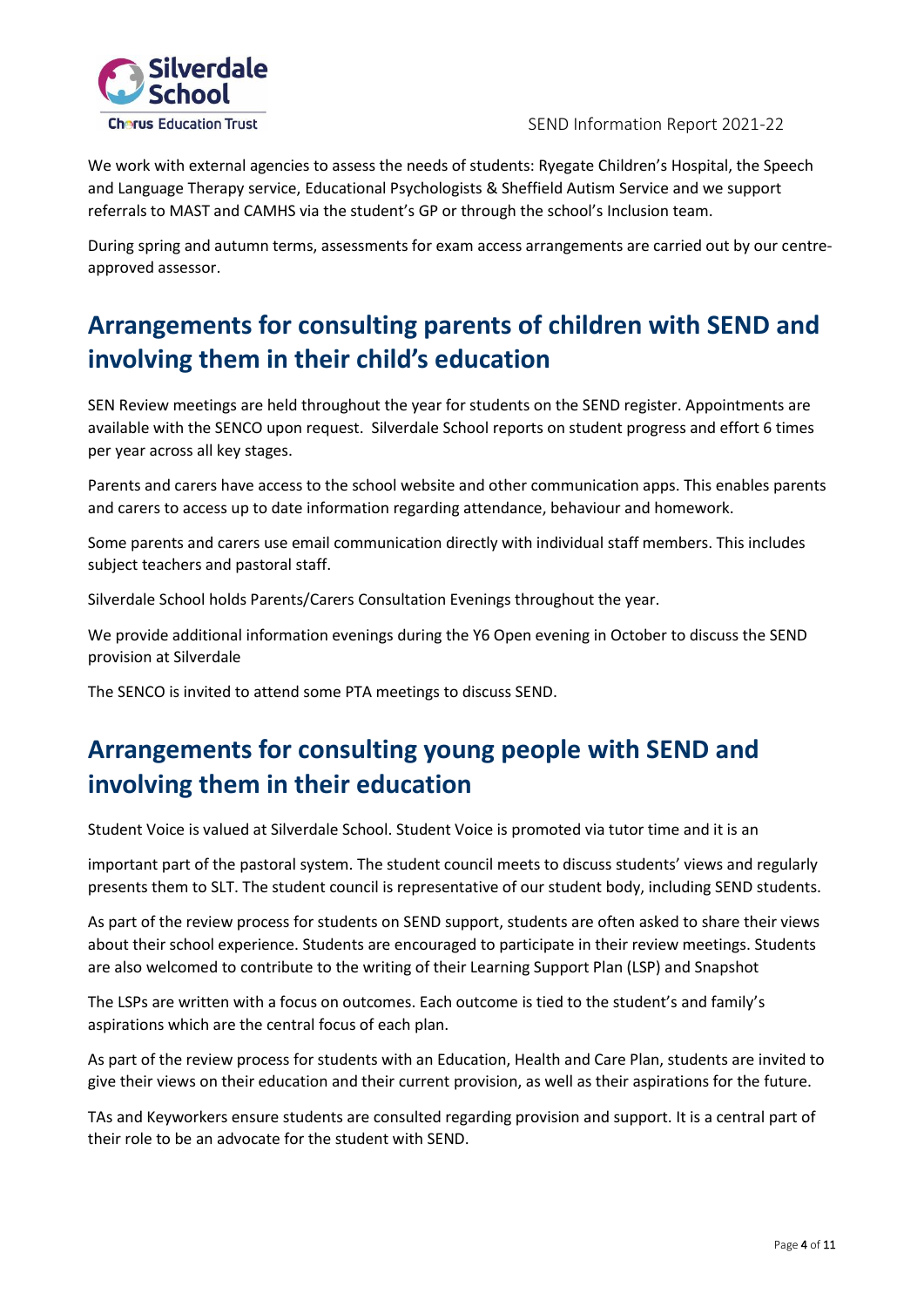We work with external agencies to assess the needs of students: Ryegate Children's Hospital, the Speech and Language Therapy service, Educational Psychologists & Sheffield Autism Service and we support referrals to MAST and CAMHS via the student's GP or through the school's Inclusion team.

During spring and autumn terms, assessments for exam access arrangements are carried out by our centre-approved assessor.

## Arrangements for consulting parents of children with SEND and involving them in their child's education

SEN Review meetings are held throughout the year for students on the SEND register. Appointments are available with the SENCO upon request. Silverdale School reports on student progress and effort 6 times per year across all key stages.

Parents and carers have access to the school website and other communication apps. This enables parents and carers to access up to date information regarding attendance, behaviour and homework.

Some parents and carers use email communication directly with individual staff members. This includes subject teachers and pastoral staff.

Silverdale School holds Parents/Carers Consultation Evenings throughout the year.

We provide additional information evenings during the Y6 Open evening in October to discuss the SEND provision at Silverdale

The SENCO is invited to attend some PTA meetings to discuss SEND.

## Arrangements for consulting young people with SEND and involving them in their education

Student Voice is valued at Silverdale School. Student Voice is promoted via tutor time and it is an

important part of the pastoral system. The student council meets to discuss students' views and regularly presents them to SLT. The student council is representative of our student body, including SEND students.

As part of the review process for students on SEND support, students are often asked to share their views about their school experience. Students are encouraged to participate in their review meetings. Students are also welcomed to contribute to the writing of their Learning Support Plan (LSP) and Snapshot

The LSPs are written with a focus on outcomes. Each outcome is tied to the student's and family's aspirations which are the central focus of each plan.

As part of the review process for students with an Education, Health and Care Plan, students are invited to give their views on their education and their current provision, as well as their aspirations for the future.

TAs and Keyworkers ensure students are consulted regarding provision and support. It is a central part of their role to be an advocate for the student with SEND.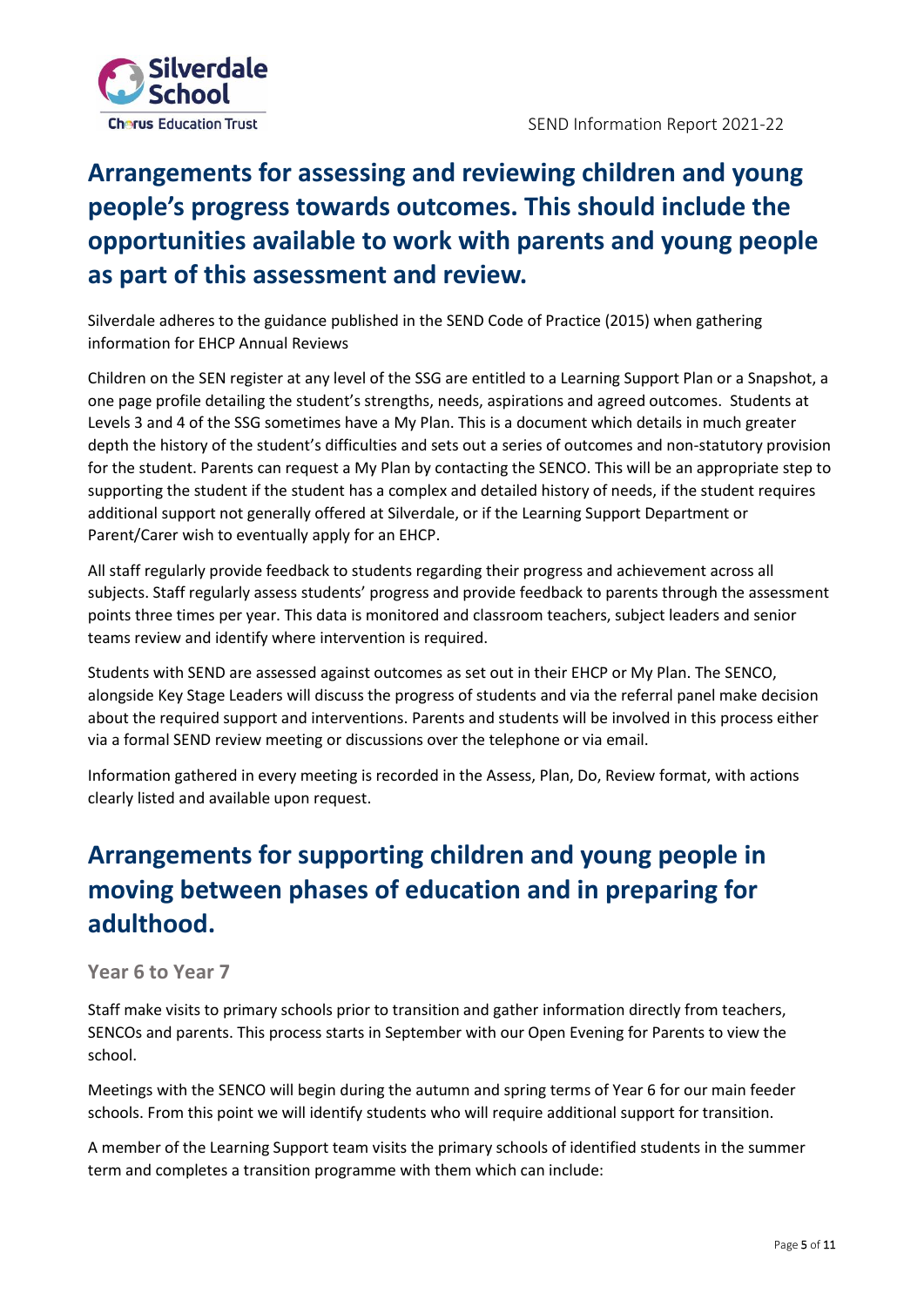## Arrangements for assessing and reviewing children and young people's progress towards outcomes. This should include the opportunities available to work with parents and young people as part of this assessment and review.

Silverdale adheres to the guidance published in the SEND Code of Practice (2015) when gathering information for EHCP Annual Reviews

Children on the SEN register at any level of the SSG are entitled to a Learning Support Plan or a Snapshot, a one page profile detailing the student's strengths, needs, aspirations and agreed outcomes. Students at Levels 3 and 4 of the SSG sometimes have a My Plan. This is a document which details in much greater depth the history of the student's difficulties and sets out a series of outcomes and non-statutory provision for the student. Parents can request a My Plan by contacting the SENCO. This will be an appropriate step to supporting the student if the student has a complex and detailed history of needs, if the student requires additional support not generally offered at Silverdale, or if the Learning Support Department or Parent/Carer wish to eventually apply for an EHCP.

All staff regularly provide feedback to students regarding their progress and achievement across all subjects. Staff regularly assess students' progress and provide feedback to parents through the assessment points three times per year. This data is monitored and classroom teachers, subject leaders and senior teams review and identify where intervention is required.

Students with SEND are assessed against outcomes as set out in their EHCP or My Plan. The SENCO, alongside Key Stage Leaders will discuss the progress of students and via the referral panel make decision about the required support and interventions. Parents and students will be involved in this process either via a formal SEND review meeting or discussions over the telephone or via email.

Information gathered in every meeting is recorded in the Assess, Plan, Do, Review format, with actions clearly listed and available upon request.

## Arrangements for supporting children and young people in moving between phases of education and in preparing for adulthood.

### Year 6 to Year 7

Staff make visits to primary schools prior to transition and gather information directly from teachers, SENCOs and parents. This process starts in September with our Open Evening for Parents to view the school.

Meetings with the SENCO will begin during the autumn and spring terms of Year 6 for our main feeder schools. From this point we will identify students who will require additional support for transition.

A member of the Learning Support team visits the primary schools of identified students in the summer term and completes a transition programme with them which can include: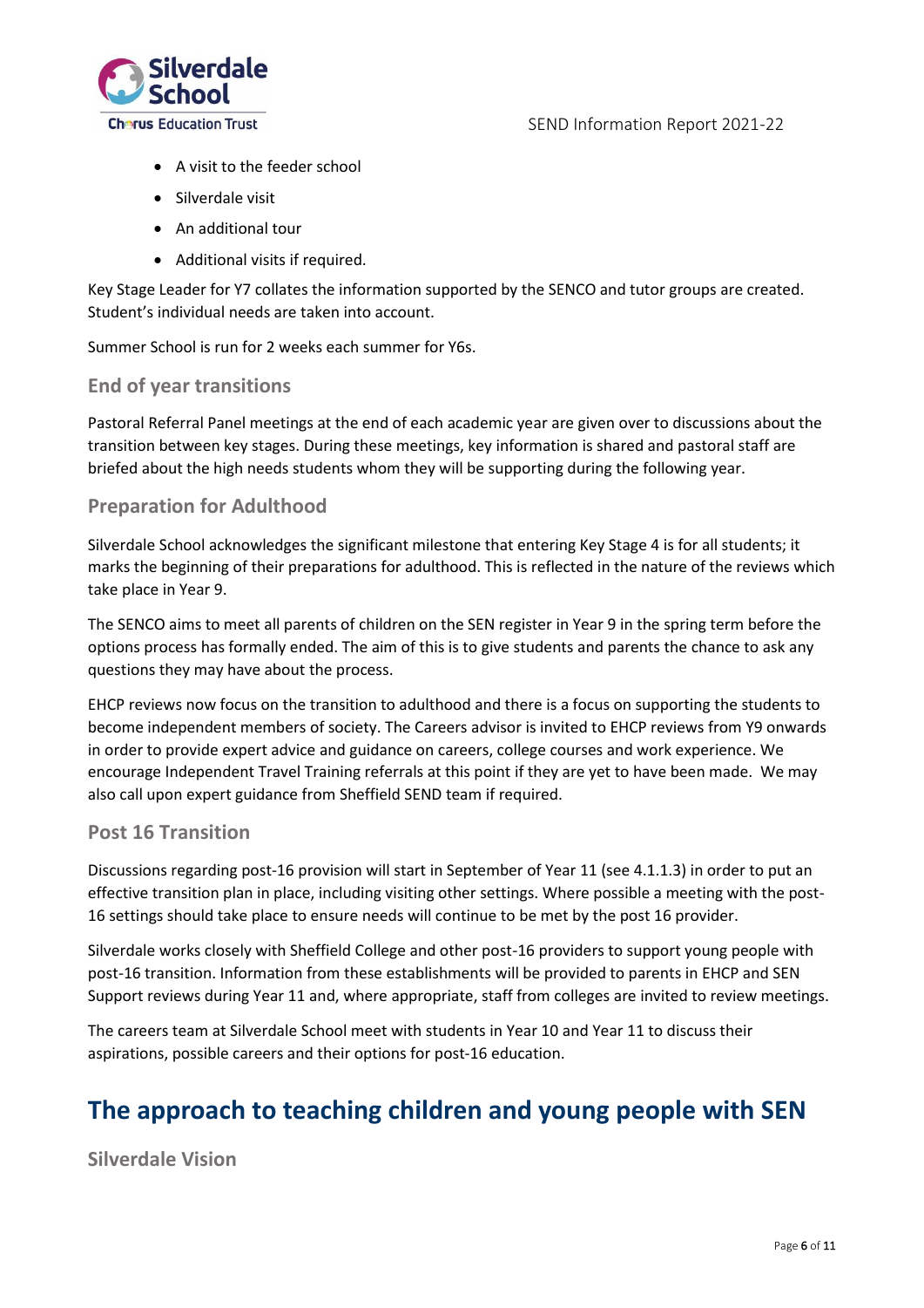- A visit to the feeder school
- Silverdale visit
- An additional tour
- Additional visits if required.

Key Stage Leader for Y7 collates the information supported by the SENCO and tutor groups are created. Student's individual needs are taken into account.

Summer School is run for 2 weeks each summer for Y6s.

### End of year transitions

Pastoral Referral Panel meetings at the end of each academic year are given over to discussions about the transition between key stages. During these meetings, key information is shared and pastoral staff are briefed about the high needs students whom they will be supporting during the following year.

### Preparation for Adulthood

Silverdale School acknowledges the significant milestone that entering Key Stage 4 is for all students; it marks the beginning of their preparations for adulthood. This is reflected in the nature of the reviews which take place in Year 9.

The SENCO aims to meet all parents of children on the SEN register in Year 9 in the spring term before the options process has formally ended. The aim of this is to give students and parents the chance to ask any questions they may have about the process.

EHCP reviews now focus on the transition to adulthood and there is a focus on supporting the students to become independent members of society. The Careers advisor is invited to EHCP reviews from Y9 onwards in order to provide expert advice and guidance on careers, college courses and work experience. We encourage Independent Travel Training referrals at this point if they are yet to have been made. We may also call upon expert guidance from Sheffield SEND team if required.

### Post 16 Transition

Discussions regarding post-16 provision will start in September of Year 11 (see 4.1.1.3) in order to put an effective transition plan in place, including visiting other settings. Where possible a meeting with the post-16 settings should take place to ensure needs will continue to be met by the post 16 provider.

Silverdale works closely with Sheffield College and other post-16 providers to support young people with post-16 transition. Information from these establishments will be provided to parents in EHCP and SEN Support reviews during Year 11 and, where appropriate, staff from colleges are invited to review meetings.

The careers team at Silverdale School meet with students in Year 10 and Year 11 to discuss their aspirations, possible careers and their options for post-16 education.

## The approach to teaching children and young people with SEN

### Silverdale Vision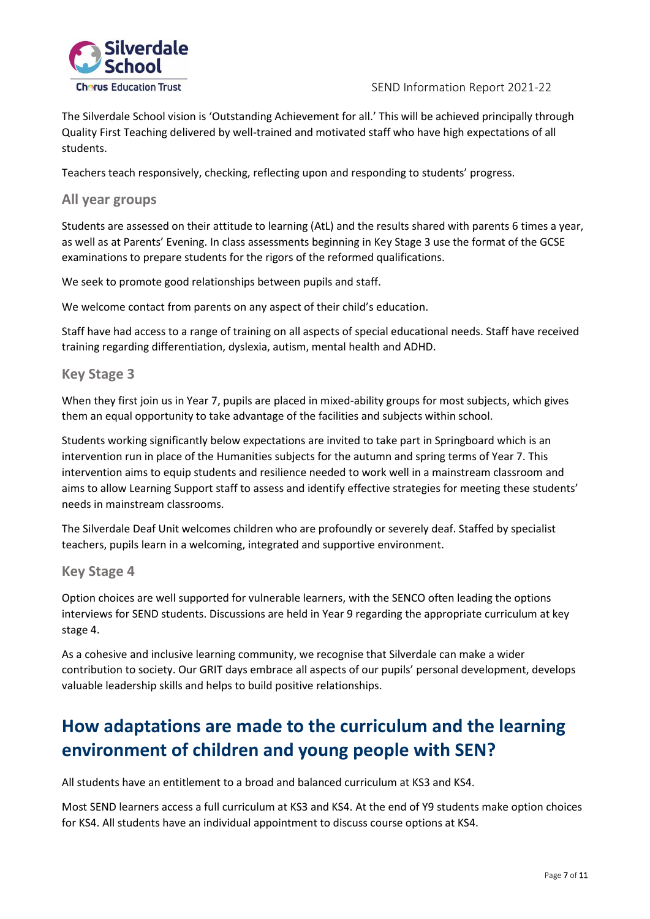The Silverdale School vision is 'Outstanding Achievement for all.' This will be achieved principally through Quality First Teaching delivered by well-trained and motivated staff who have high expectations of all students.

Teachers teach responsively, checking, reflecting upon and responding to students' progress.

### All year groups

Students are assessed on their attitude to learning (AtL) and the results shared with parents 6 times a year, as well as at Parents' Evening. In class assessments beginning in Key Stage 3 use the format of the GCSE examinations to prepare students for the rigors of the reformed qualifications.

We seek to promote good relationships between pupils and staff.

We welcome contact from parents on any aspect of their child's education.

Staff have had access to a range of training on all aspects of special educational needs. Staff have received training regarding differentiation, dyslexia, autism, mental health and ADHD.

### Key Stage 3

When they first join us in Year 7, pupils are placed in mixed-ability groups for most subjects, which gives them an equal opportunity to take advantage of the facilities and subjects within school.

Students working significantly below expectations are invited to take part in Springboard which is an intervention run in place of the Humanities subjects for the autumn and spring terms of Year 7. This intervention aims to equip students and resilience needed to work well in a mainstream classroom and aims to allow Learning Support staff to assess and identify effective strategies for meeting these students' needs in mainstream classrooms.

The Silverdale Deaf Unit welcomes children who are profoundly or severely deaf. Staffed by specialist teachers, pupils learn in a welcoming, integrated and supportive environment.

### Key Stage 4

Option choices are well supported for vulnerable learners, with the SENCO often leading the options interviews for SEND students. Discussions are held in Year 9 regarding the appropriate curriculum at key stage 4.

As a cohesive and inclusive learning community, we recognise that Silverdale can make a wider contribution to society. Our GRIT days embrace all aspects of our pupils' personal development, develops valuable leadership skills and helps to build positive relationships.

## How adaptations are made to the curriculum and the learning environment of children and young people with SEN?

All students have an entitlement to a broad and balanced curriculum at KS3 and KS4.

Most SEND learners access a full curriculum at KS3 and KS4. At the end of Y9 students make option choices for KS4. All students have an individual appointment to discuss course options at KS4.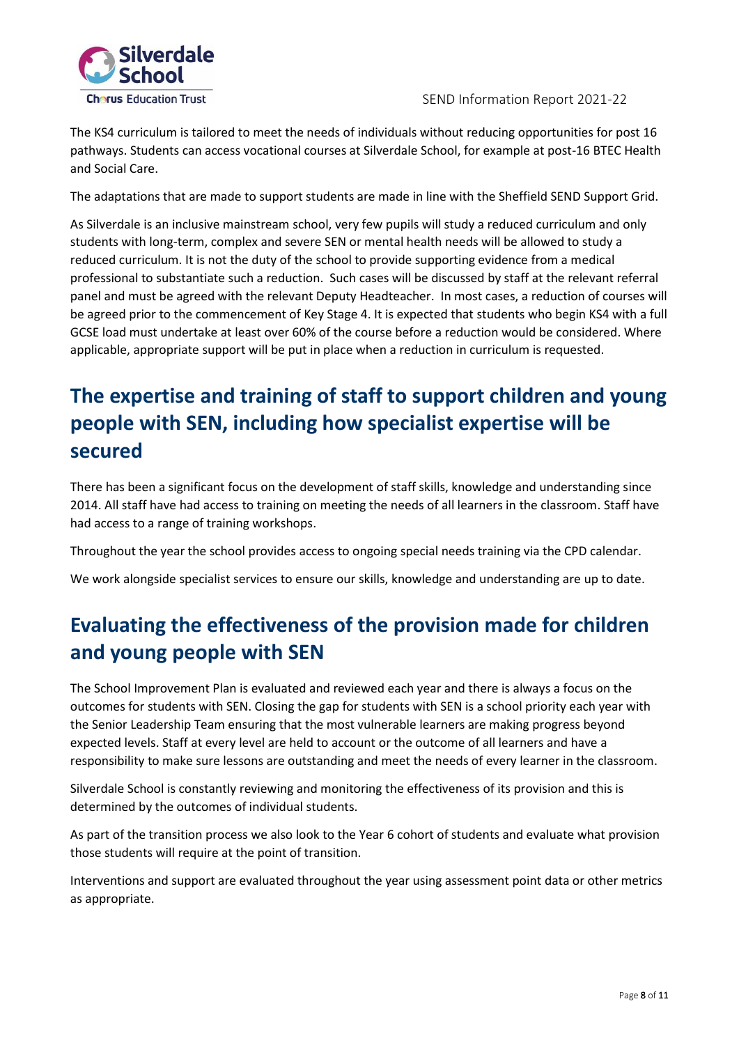The KS4 curriculum is tailored to meet the needs of individuals without reducing opportunities for post 16 pathways. Students can access vocational courses at Silverdale School, for example at post-16 BTEC Health and Social Care.

The adaptations that are made to support students are made in line with the Sheffield SEND Support Grid.

As Silverdale is an inclusive mainstream school, very few pupils will study a reduced curriculum and only students with long-term, complex and severe SEN or mental health needs will be allowed to study a reduced curriculum. It is not the duty of the school to provide supporting evidence from a medical professional to substantiate such a reduction. Such cases will be discussed by staff at the relevant referral panel and must be agreed with the relevant Deputy Headteacher. In most cases, a reduction of courses will be agreed prior to the commencement of Key Stage 4. It is expected that students who begin KS4 with a full GCSE load must undertake at least over 60% of the course before a reduction would be considered. Where applicable, appropriate support will be put in place when a reduction in curriculum is requested.

## The expertise and training of staff to support children and young people with SEN, including how specialist expertise will be secured

There has been a significant focus on the development of staff skills, knowledge and understanding since 2014. All staff have had access to training on meeting the needs of all learners in the classroom. Staff have had access to a range of training workshops.

Throughout the year the school provides access to ongoing special needs training via the CPD calendar.

We work alongside specialist services to ensure our skills, knowledge and understanding are up to date.

## Evaluating the effectiveness of the provision made for children and young people with SEN

The School Improvement Plan is evaluated and reviewed each year and there is always a focus on the outcomes for students with SEN. Closing the gap for students with SEN is a school priority each year with the Senior Leadership Team ensuring that the most vulnerable learners are making progress beyond expected levels. Staff at every level are held to account or the outcome of all learners and have a responsibility to make sure lessons are outstanding and meet the needs of every learner in the classroom.

Silverdale School is constantly reviewing and monitoring the effectiveness of its provision and this is determined by the outcomes of individual students.

As part of the transition process we also look to the Year 6 cohort of students and evaluate what provision those students will require at the point of transition.

Interventions and support are evaluated throughout the year using assessment point data or other metrics as appropriate.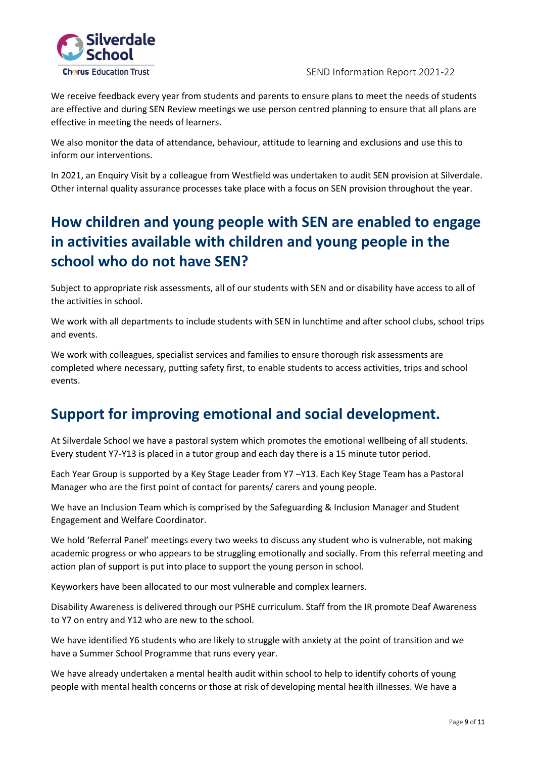We receive feedback every year from students and parents to ensure plans to meet the needs of students are effective and during SEN Review meetings we use person centred planning to ensure that all plans are effective in meeting the needs of learners.

We also monitor the data of attendance, behaviour, attitude to learning and exclusions and use this to inform our interventions.

In 2021, an Enquiry Visit by a colleague from Westfield was undertaken to audit SEN provision at Silverdale. Other internal quality assurance processes take place with a focus on SEN provision throughout the year.

## How children and young people with SEN are enabled to engage in activities available with children and young people in the school who do not have SEN?

Subject to appropriate risk assessments, all of our students with SEN and or disability have access to all of the activities in school.

We work with all departments to include students with SEN in lunchtime and after school clubs, school trips and events.

We work with colleagues, specialist services and families to ensure thorough risk assessments are completed where necessary, putting safety first, to enable students to access activities, trips and school events.

## Support for improving emotional and social development.

At Silverdale School we have a pastoral system which promotes the emotional wellbeing of all students. Every student Y7-Y13 is placed in a tutor group and each day there is a 15 minute tutor period.

Each Year Group is supported by a Key Stage Leader from Y7 –Y13. Each Key Stage Team has a Pastoral Manager who are the first point of contact for parents/ carers and young people.

We have an Inclusion Team which is comprised by the Safeguarding & Inclusion Manager and Student Engagement and Welfare Coordinator.

We hold 'Referral Panel' meetings every two weeks to discuss any student who is vulnerable, not making academic progress or who appears to be struggling emotionally and socially. From this referral meeting and action plan of support is put into place to support the young person in school.

Keyworkers have been allocated to our most vulnerable and complex learners.

Disability Awareness is delivered through our PSHE curriculum. Staff from the IR promote Deaf Awareness to Y7 on entry and Y12 who are new to the school.

We have identified Y6 students who are likely to struggle with anxiety at the point of transition and we have a Summer School Programme that runs every year.

We have already undertaken a mental health audit within school to help to identify cohorts of young people with mental health concerns or those at risk of developing mental health illnesses. We have a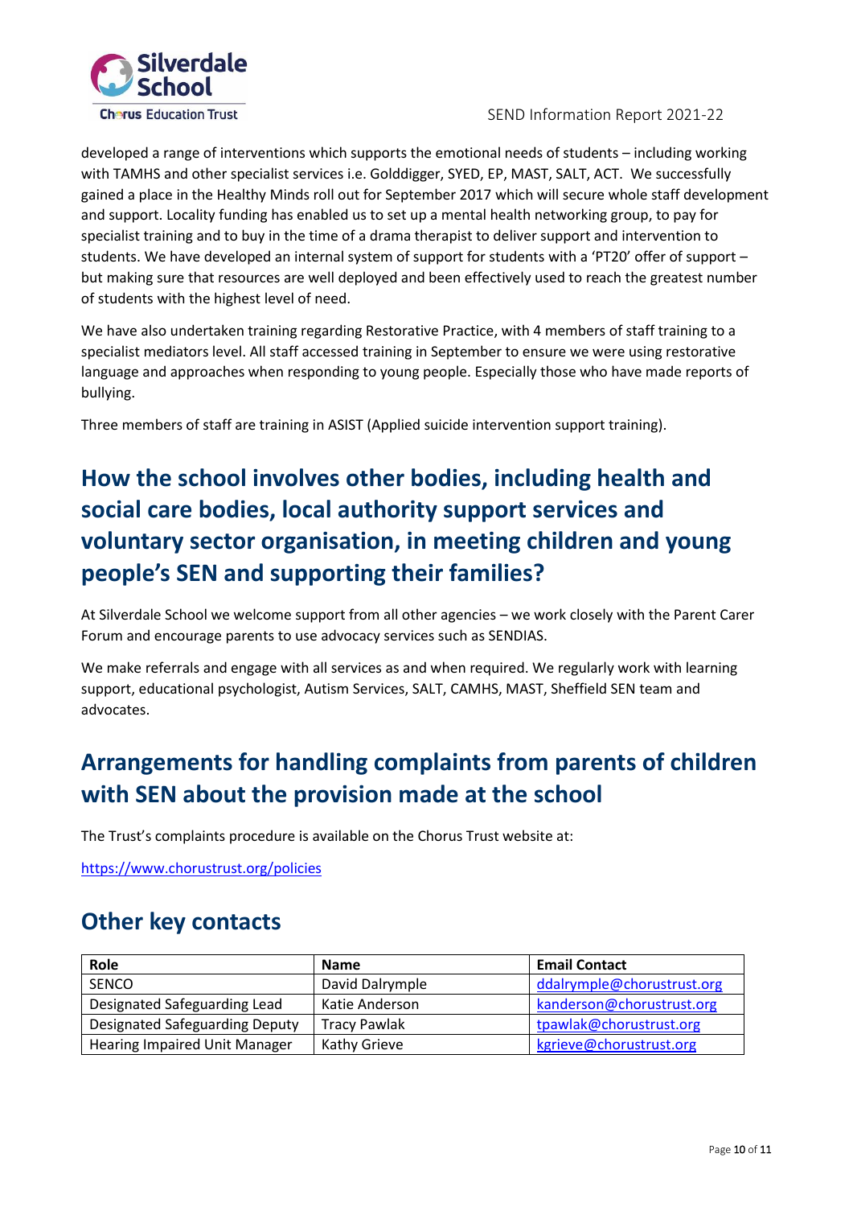developed a range of interventions which supports the emotional needs of students – including working with TAMHS and other specialist services i.e. Golddigger, SYED, EP, MAST, SALT, ACT. We successfully gained a place in the Healthy Minds roll out for September 2017 which will secure whole staff development and support. Locality funding has enabled us to set up a mental health networking group, to pay for specialist training and to buy in the time of a drama therapist to deliver support and intervention to students. We have developed an internal system of support for students with a 'PT20' offer of support – but making sure that resources are well deployed and been effectively used to reach the greatest number of students with the highest level of need.

We have also undertaken training regarding Restorative Practice, with 4 members of staff training to a specialist mediators level. All staff accessed training in September to ensure we were using restorative language and approaches when responding to young people. Especially those who have made reports of bullying.

Three members of staff are training in ASIST (Applied suicide intervention support training).

## How the school involves other bodies, including health and social care bodies, local authority support services and voluntary sector organisation, in meeting children and young people's SEN and supporting their families?

At Silverdale School we welcome support from all other agencies – we work closely with the Parent Carer Forum and encourage parents to use advocacy services such as SENDIAS.

We make referrals and engage with all services as and when required. We regularly work with learning support, educational psychologist, Autism Services, SALT, CAMHS, MAST, Sheffield SEN team and advocates.

## Arrangements for handling complaints from parents of children with SEN about the provision made at the school

The Trust's complaints procedure is available on the Chorus Trust website at:

https://www.chorustrust.org/policies

## Other key contacts

| Role | Name | Email Contact |
|---|---|---|
| SENCO | David Dalrymple | ddalrymple@chorustrust.org |
| Designated Safeguarding Lead | Katie Anderson | kanderson@chorustrust.org |
| Designated Safeguarding Deputy | Tracy Pawlak | tpawlak@chorustrust.org |
| Hearing Impaired Unit Manager | Kathy Grieve | kgrieve@chorustrust.org |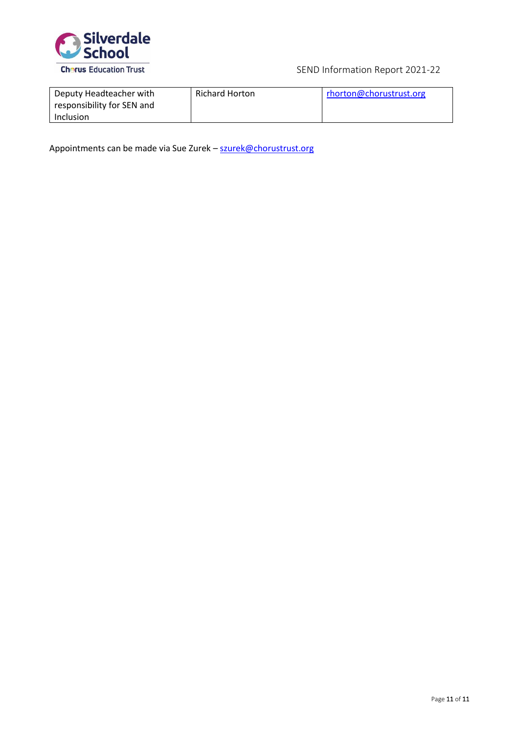| | | |
|---|---|---|
| Deputy Headteacher with responsibility for SEN and Inclusion | Richard Horton | rhorton@chorustrust.org |

Appointments can be made via Sue Zurek – szurek@chorustrust.org